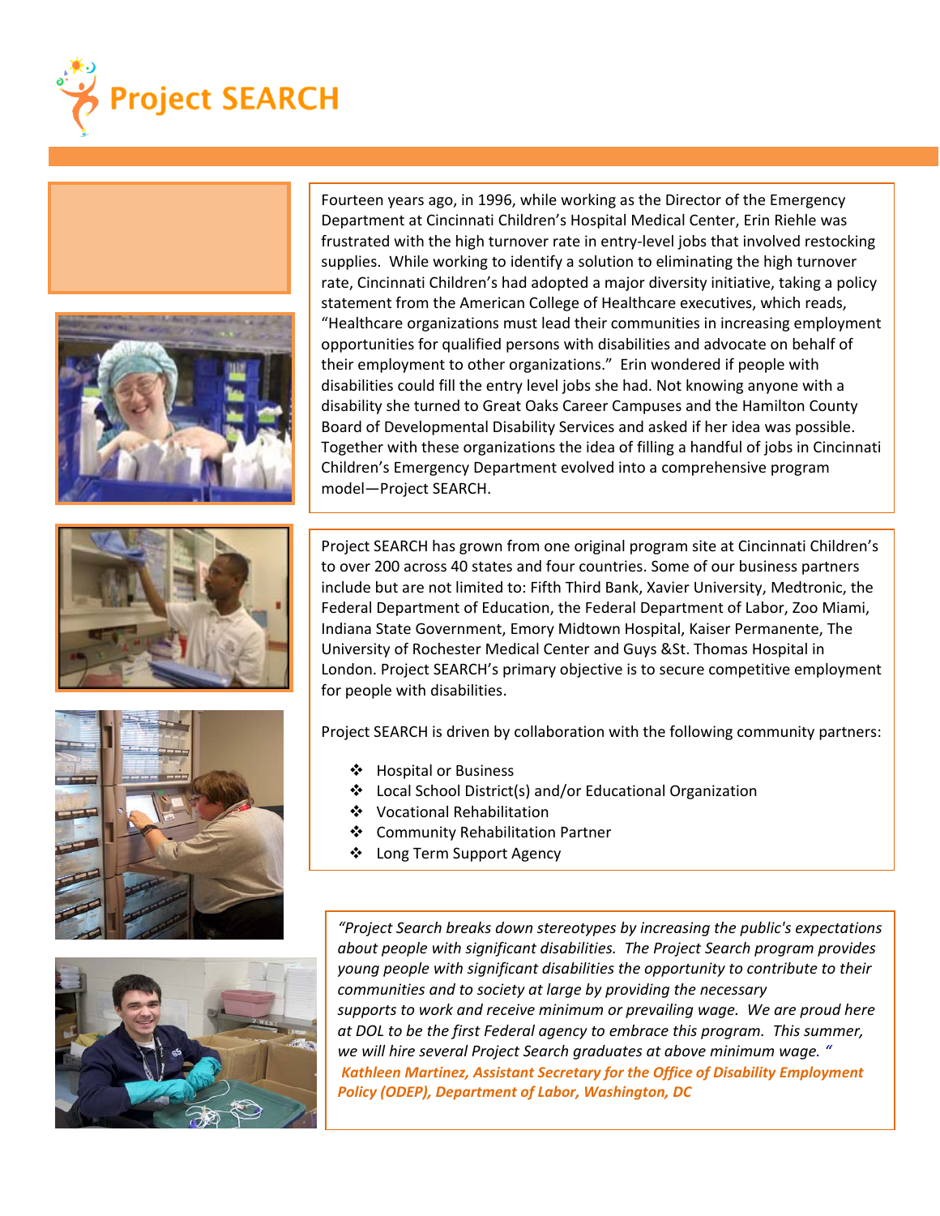# Project SEARCH

Fourteen years ago, in 1996, while working as the Director of the Emergency Department at Cincinnati Children's Hospital Medical Center, Erin Riehle was frustrated with the high turnover rate in entry-level jobs that involved restocking supplies. While working to identify a solution to eliminating the high turnover rate, Cincinnati Children's had adopted a major diversity initiative, taking a policy statement from the American College of Healthcare executives, which reads, "Healthcare organizations must lead their communities in increasing employment opportunities for qualified persons with disabilities and advocate on behalf of their employment to other organizations." Erin wondered if people with disabilities could fill the entry level jobs she had. Not knowing anyone with a disability she turned to Great Oaks Career Campuses and the Hamilton County Board of Developmental Disability Services and asked if her idea was possible. Together with these organizations the idea of filling a handful of jobs in Cincinnati Children's Emergency Department evolved into a comprehensive program model—Project SEARCH.

Project SEARCH has grown from one original program site at Cincinnati Children's to over 200 across 40 states and four countries. Some of our business partners include but are not limited to: Fifth Third Bank, Xavier University, Medtronic, the Federal Department of Education, the Federal Department of Labor, Zoo Miami, Indiana State Government, Emory Midtown Hospital, Kaiser Permanente, The University of Rochester Medical Center and Guys &St. Thomas Hospital in London. Project SEARCH's primary objective is to secure competitive employment for people with disabilities.

Project SEARCH is driven by collaboration with the following community partners:

- Hospital or Business
- Local School District(s) and/or Educational Organization
- Vocational Rehabilitation
- Community Rehabilitation Partner
- Long Term Support Agency

*"Project Search breaks down stereotypes by increasing the public's expectations about people with significant disabilities. The Project Search program provides young people with significant disabilities the opportunity to contribute to their communities and to society at large by providing the necessary supports to work and receive minimum or prevailing wage. We are proud here at DOL to be the first Federal agency to embrace this program. This summer, we will hire several Project Search graduates at above minimum wage."*

***Kathleen Martinez, Assistant Secretary for the Office of Disability Employment Policy (ODEP), Department of Labor, Washington, DC***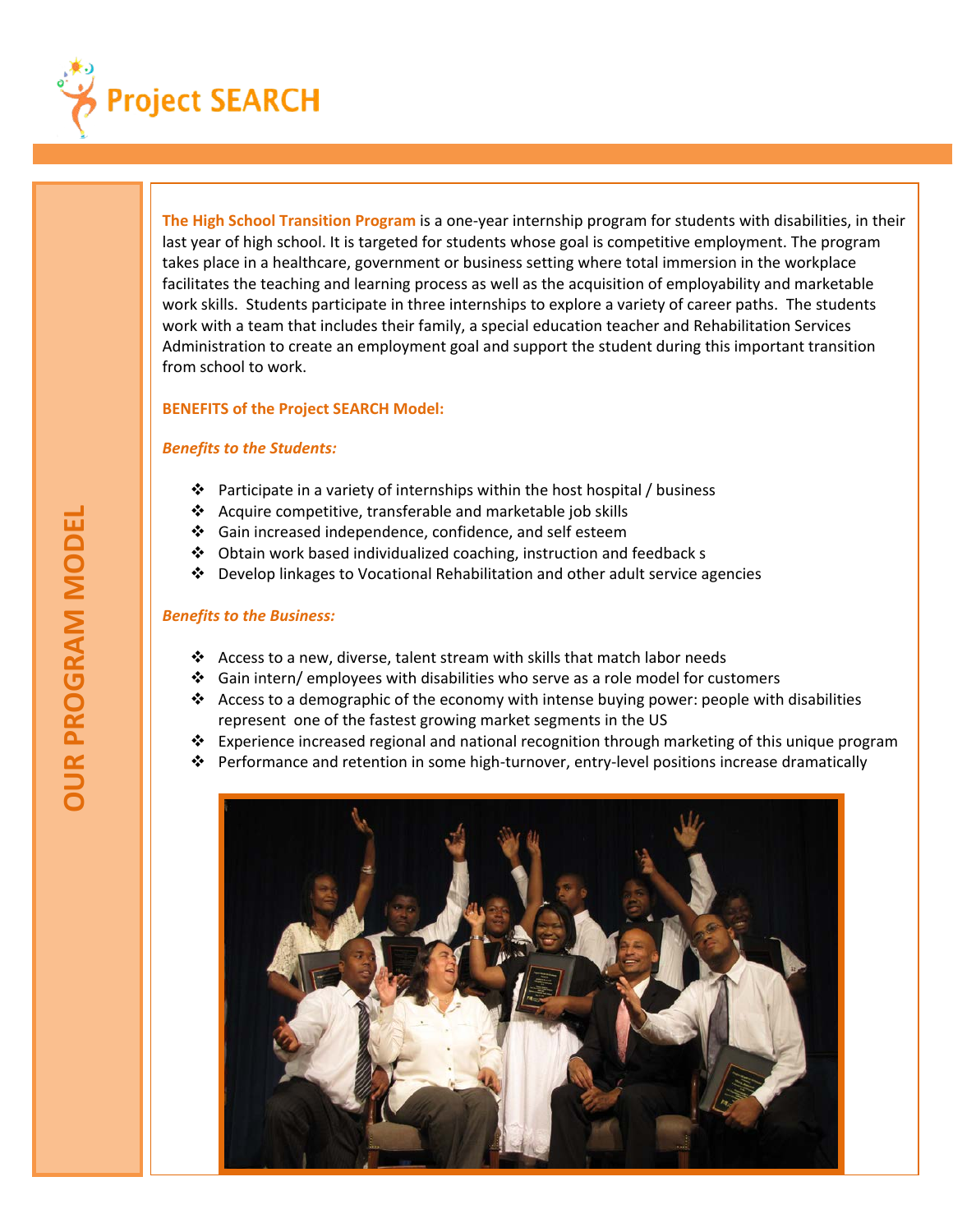# Project SEARCH

## OUR PROGRAM MODEL

**The High School Transition Program** is a one-year internship program for students with disabilities, in their last year of high school. It is targeted for students whose goal is competitive employment. The program takes place in a healthcare, government or business setting where total immersion in the workplace facilitates the teaching and learning process as well as the acquisition of employability and marketable work skills. Students participate in three internships to explore a variety of career paths. The students work with a team that includes their family, a special education teacher and Rehabilitation Services Administration to create an employment goal and support the student during this important transition from school to work.

**BENEFITS of the Project SEARCH Model:**

***Benefits to the Students:***

- Participate in a variety of internships within the host hospital / business
- Acquire competitive, transferable and marketable job skills
- Gain increased independence, confidence, and self esteem
- Obtain work based individualized coaching, instruction and feedback s
- Develop linkages to Vocational Rehabilitation and other adult service agencies

***Benefits to the Business:***

- Access to a new, diverse, talent stream with skills that match labor needs
- Gain intern/ employees with disabilities who serve as a role model for customers
- Access to a demographic of the economy with intense buying power: people with disabilities represent one of the fastest growing market segments in the US
- Experience increased regional and national recognition through marketing of this unique program
- Performance and retention in some high-turnover, entry-level positions increase dramatically